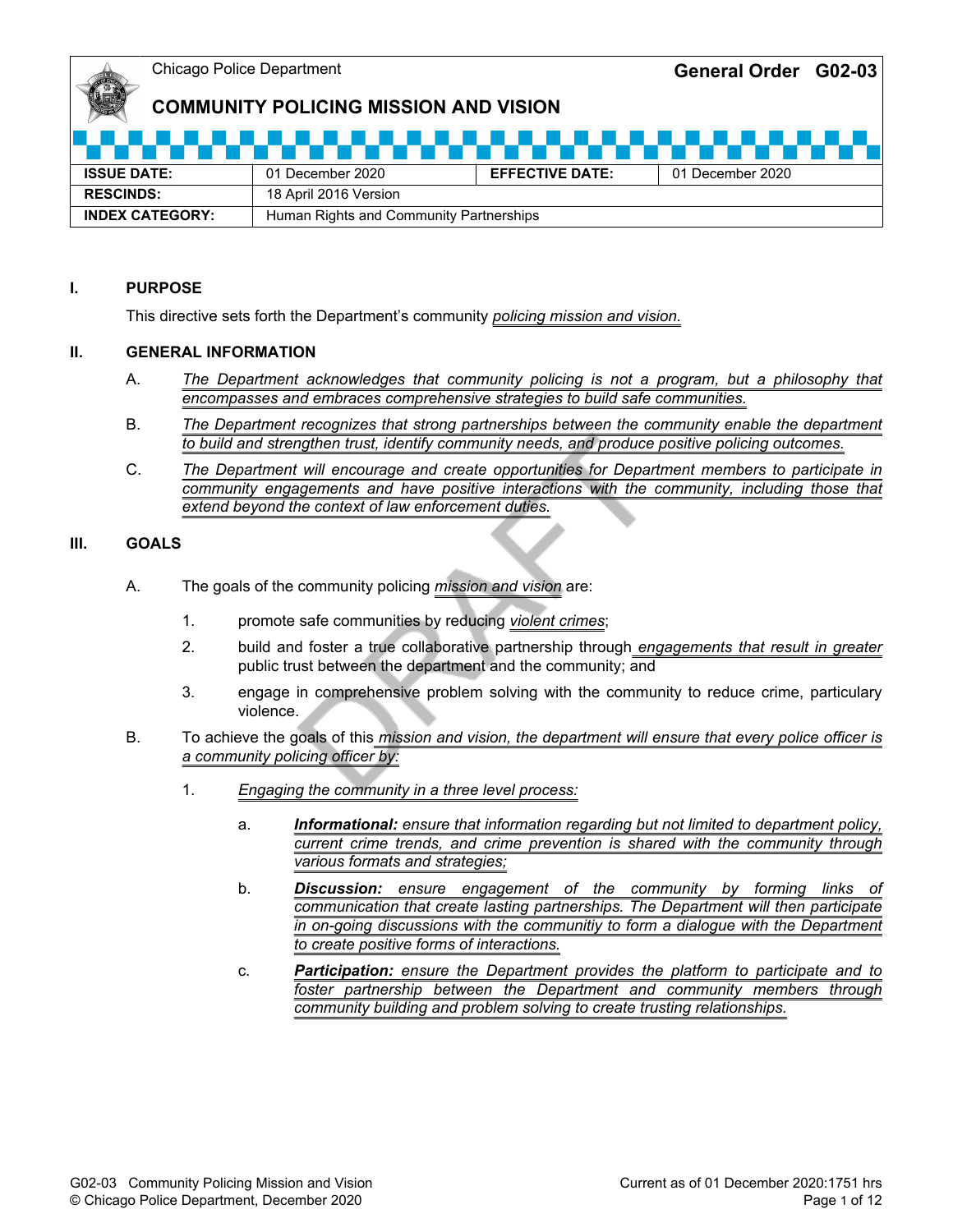Chicago Police Department

**General Order G02-03**

# COMMUNITY POLICING MISSION AND VISION

| ISSUE DATE: | 01 December 2020 | EFFECTIVE DATE: | 01 December 2020 |
|---|---|---|---|
| RESCINDS: | 18 April 2016 Version | | |
| INDEX CATEGORY: | Human Rights and Community Partnerships | | |

## I. PURPOSE

This directive sets forth the Department's community *policing mission and vision.*

## II. GENERAL INFORMATION

A. *The Department acknowledges that community policing is not a program, but a philosophy that encompasses and embraces comprehensive strategies to build safe communities.*

B. *The Department recognizes that strong partnerships between the community enable the department to build and strengthen trust, identify community needs, and produce positive policing outcomes.*

C. *The Department will encourage and create opportunities for Department members to participate in community engagements and have positive interactions with the community, including those that extend beyond the context of law enforcement duties.*

## III. GOALS

A. The goals of the community policing *mission and vision* are:

1. promote safe communities by reducing *violent crimes*;
2. build and foster a true collaborative partnership through *engagements that result in greater* public trust between the department and the community; and
3. engage in comprehensive problem solving with the community to reduce crime, particulary violence.

B. To achieve the goals of this *mission and vision, the department will ensure that every police officer is a community policing officer by:*

1. *Engaging the community in a three level process:*

   a. ***Informational:*** *ensure that information regarding but not limited to department policy, current crime trends, and crime prevention is shared with the community through various formats and strategies;*

   b. ***Discussion:*** *ensure engagement of the community by forming links of communication that create lasting partnerships. The Department will then participate in on-going discussions with the communitiy to form a dialogue with the Department to create positive forms of interactions.*

   c. ***Participation:*** *ensure the Department provides the platform to participate and to foster partnership between the Department and community members through community building and problem solving to create trusting relationships.*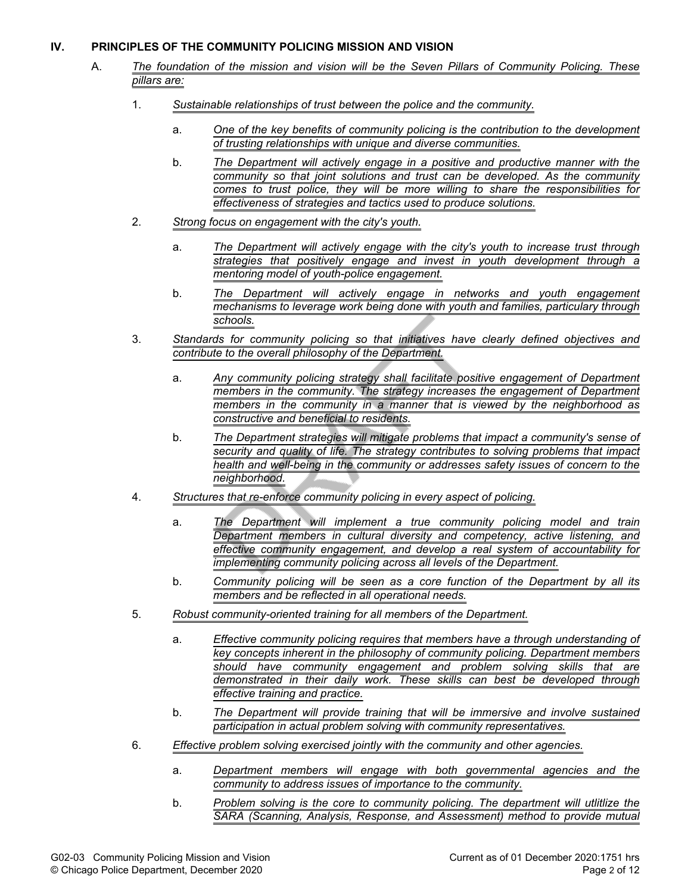## IV. PRINCIPLES OF THE COMMUNITY POLICING MISSION AND VISION

A. *The foundation of the mission and vision will be the Seven Pillars of Community Policing. These pillars are:*

1. *Sustainable relationships of trust between the police and the community.*

   a. *One of the key benefits of community policing is the contribution to the development of trusting relationships with unique and diverse communities.*

   b. *The Department will actively engage in a positive and productive manner with the community so that joint solutions and trust can be developed. As the community comes to trust police, they will be more willing to share the responsibilities for effectiveness of strategies and tactics used to produce solutions.*

2. *Strong focus on engagement with the city's youth.*

   a. *The Department will actively engage with the city's youth to increase trust through strategies that positively engage and invest in youth development through a mentoring model of youth-police engagement.*

   b. *The Department will actively engage in networks and youth engagement mechanisms to leverage work being done with youth and families, particulary through schools.*

3. *Standards for community policing so that initiatives have clearly defined objectives and contribute to the overall philosophy of the Department.*

   a. *Any community policing strategy shall facilitate positive engagement of Department members in the community. The strategy increases the engagement of Department members in the community in a manner that is viewed by the neighborhood as constructive and beneficial to residents.*

   b. *The Department strategies will mitigate problems that impact a community's sense of security and quality of life. The strategy contributes to solving problems that impact health and well-being in the community or addresses safety issues of concern to the neighborhood.*

4. *Structures that re-enforce community policing in every aspect of policing.*

   a. *The Department will implement a true community policing model and train Department members in cultural diversity and competency, active listening, and effective community engagement, and develop a real system of accountability for implementing community policing across all levels of the Department.*

   b. *Community policing will be seen as a core function of the Department by all its members and be reflected in all operational needs.*

5. *Robust community-oriented training for all members of the Department.*

   a. *Effective community policing requires that members have a through understanding of key concepts inherent in the philosophy of community policing. Department members should have community engagement and problem solving skills that are demonstrated in their daily work. These skills can best be developed through effective training and practice.*

   b. *The Department will provide training that will be immersive and involve sustained participation in actual problem solving with community representatives.*

6. *Effective problem solving exercised jointly with the community and other agencies.*

   a. *Department members will engage with both governmental agencies and the community to address issues of importance to the community.*

   b. *Problem solving is the core to community policing. The department will utlitlize the SARA (Scanning, Analysis, Response, and Assessment) method to provide mutual*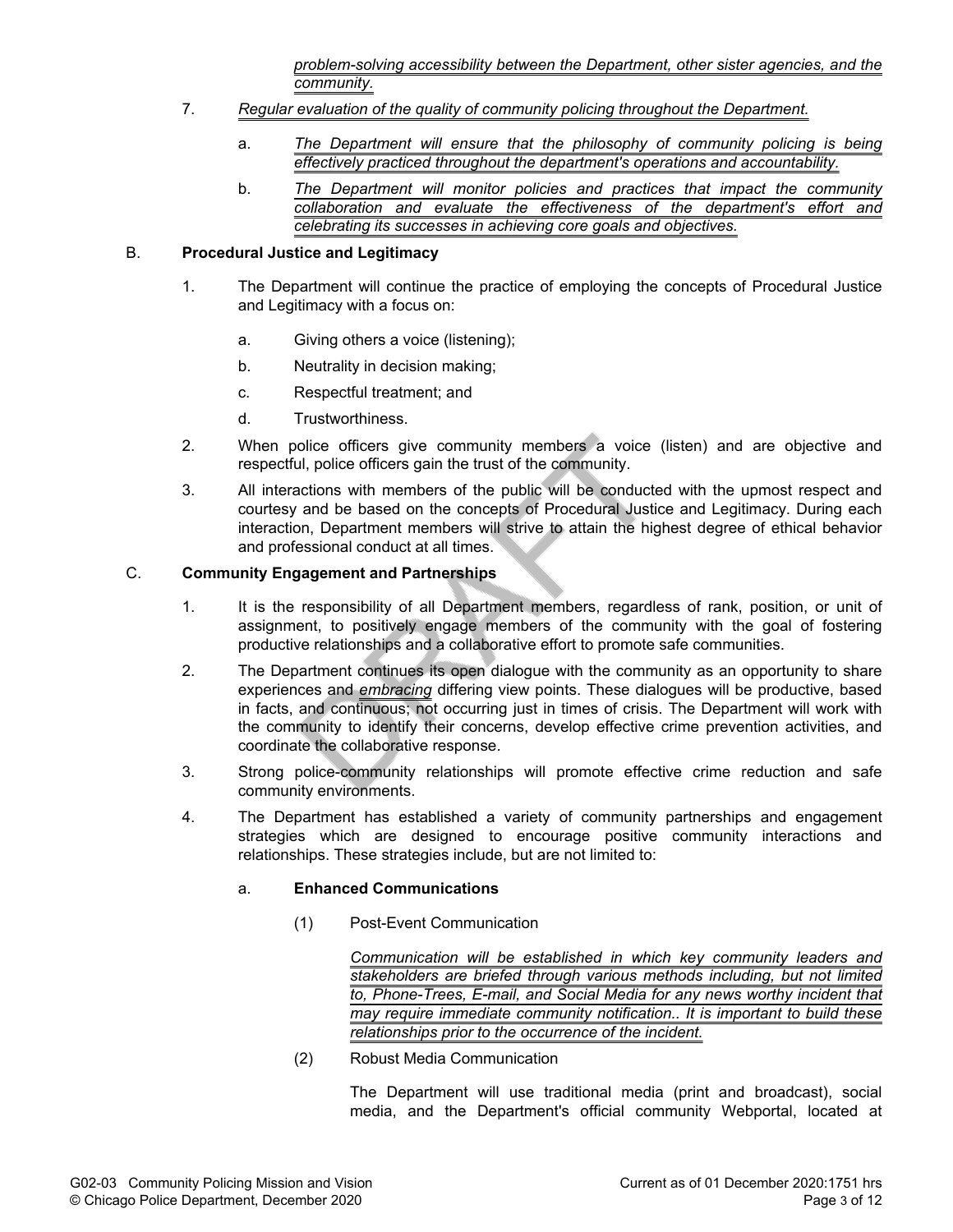*problem-solving accessibility between the Department, other sister agencies, and the community.*

7. *Regular evaluation of the quality of community policing throughout the Department.*

   a. *The Department will ensure that the philosophy of community policing is being effectively practiced throughout the department's operations and accountability.*

   b. *The Department will monitor policies and practices that impact the community collaboration and evaluate the effectiveness of the department's effort and celebrating its successes in achieving core goals and objectives.*

B. **Procedural Justice and Legitimacy**

1. The Department will continue the practice of employing the concepts of Procedural Justice and Legitimacy with a focus on:

   a. Giving others a voice (listening);

   b. Neutrality in decision making;

   c. Respectful treatment; and

   d. Trustworthiness.

2. When police officers give community members a voice (listen) and are objective and respectful, police officers gain the trust of the community.

3. All interactions with members of the public will be conducted with the upmost respect and courtesy and be based on the concepts of Procedural Justice and Legitimacy. During each interaction, Department members will strive to attain the highest degree of ethical behavior and professional conduct at all times.

C. **Community Engagement and Partnerships**

1. It is the responsibility of all Department members, regardless of rank, position, or unit of assignment, to positively engage members of the community with the goal of fostering productive relationships and a collaborative effort to promote safe communities.

2. The Department continues its open dialogue with the community as an opportunity to share experiences and *embracing* differing view points. These dialogues will be productive, based in facts, and continuous; not occurring just in times of crisis. The Department will work with the community to identify their concerns, develop effective crime prevention activities, and coordinate the collaborative response.

3. Strong police-community relationships will promote effective crime reduction and safe community environments.

4. The Department has established a variety of community partnerships and engagement strategies which are designed to encourage positive community interactions and relationships. These strategies include, but are not limited to:

   a. **Enhanced Communications**

      (1) Post-Event Communication

      *Communication will be established in which key community leaders and stakeholders are briefed through various methods including, but not limited to, Phone-Trees, E-mail, and Social Media for any news worthy incident that may require immediate community notification.. It is important to build these relationships prior to the occurrence of the incident.*

      (2) Robust Media Communication

      The Department will use traditional media (print and broadcast), social media, and the Department's official community Webportal, located at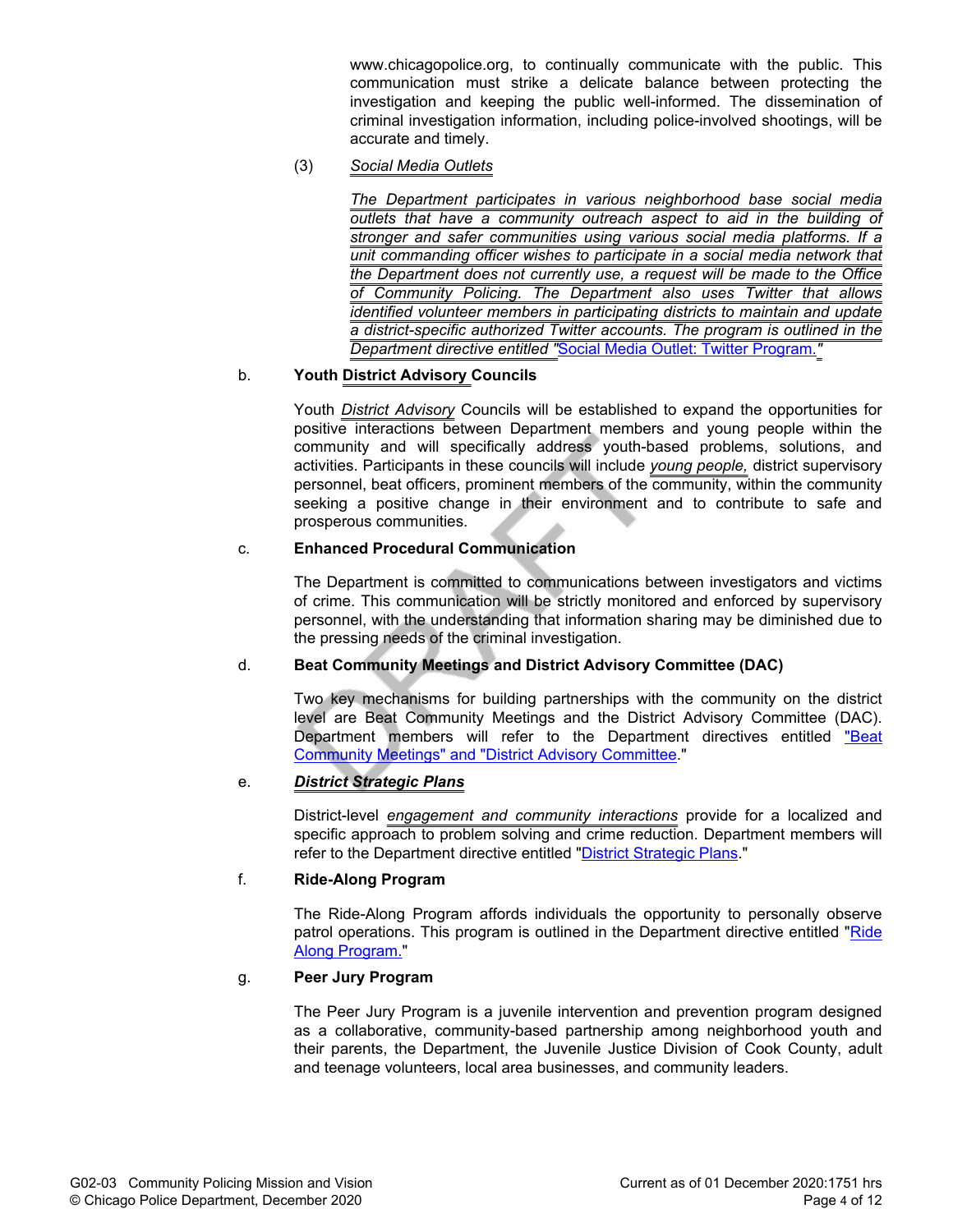www.chicagopolice.org, to continually communicate with the public. This communication must strike a delicate balance between protecting the investigation and keeping the public well-informed. The dissemination of criminal investigation information, including police-involved shootings, will be accurate and timely.

(3) *Social Media Outlets*

*The Department participates in various neighborhood base social media outlets that have a community outreach aspect to aid in the building of stronger and safer communities using various social media platforms. If a unit commanding officer wishes to participate in a social media network that the Department does not currently use, a request will be made to the Office of Community Policing. The Department also uses Twitter that allows identified volunteer members in participating districts to maintain and update a district-specific authorized Twitter accounts. The program is outlined in the Department directive entitled "Social Media Outlet: Twitter Program."*

b. **Youth *District Advisory* Councils**

Youth *District Advisory* Councils will be established to expand the opportunities for positive interactions between Department members and young people within the community and will specifically address youth-based problems, solutions, and activities. Participants in these councils will include *young people,* district supervisory personnel, beat officers, prominent members of the community, within the community seeking a positive change in their environment and to contribute to safe and prosperous communities.

c. **Enhanced Procedural Communication**

The Department is committed to communications between investigators and victims of crime. This communication will be strictly monitored and enforced by supervisory personnel, with the understanding that information sharing may be diminished due to the pressing needs of the criminal investigation.

d. **Beat Community Meetings and District Advisory Committee (DAC)**

Two key mechanisms for building partnerships with the community on the district level are Beat Community Meetings and the District Advisory Committee (DAC). Department members will refer to the Department directives entitled "Beat Community Meetings" and "District Advisory Committee."

e. ***District Strategic Plans***

District-level *engagement and community interactions* provide for a localized and specific approach to problem solving and crime reduction. Department members will refer to the Department directive entitled "District Strategic Plans."

f. **Ride-Along Program**

The Ride-Along Program affords individuals the opportunity to personally observe patrol operations. This program is outlined in the Department directive entitled "Ride Along Program."

g. **Peer Jury Program**

The Peer Jury Program is a juvenile intervention and prevention program designed as a collaborative, community-based partnership among neighborhood youth and their parents, the Department, the Juvenile Justice Division of Cook County, adult and teenage volunteers, local area businesses, and community leaders.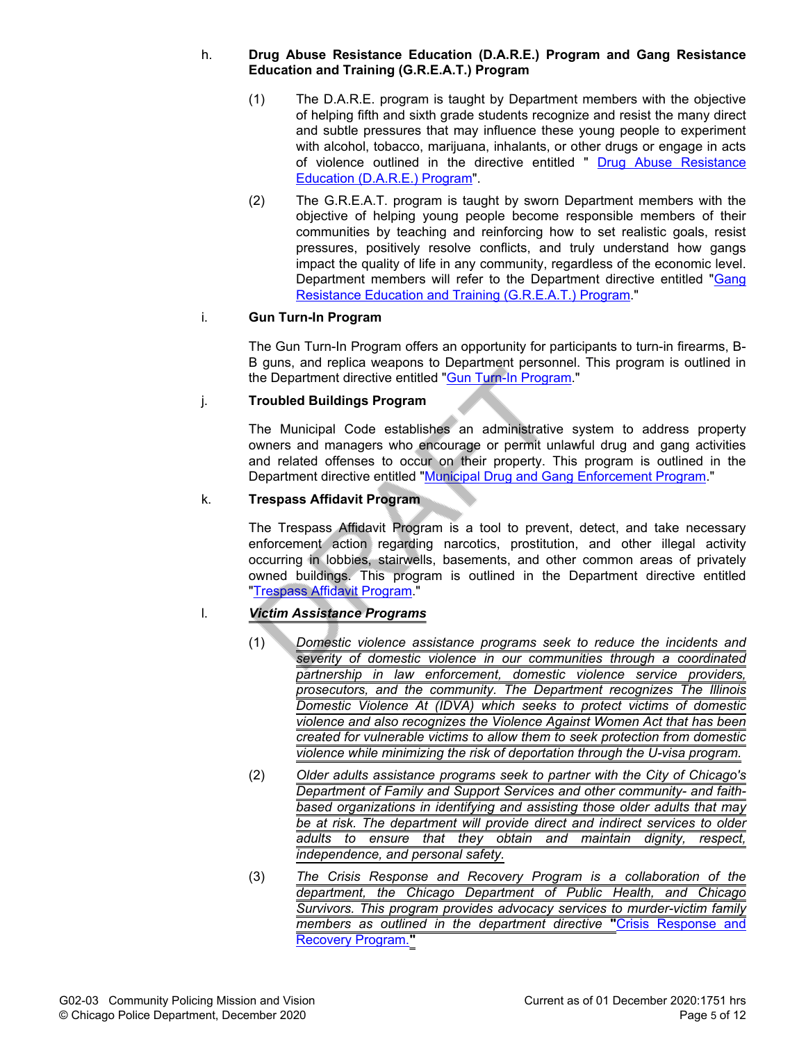h. **Drug Abuse Resistance Education (D.A.R.E.) Program and Gang Resistance Education and Training (G.R.E.A.T.) Program**

(1) The D.A.R.E. program is taught by Department members with the objective of helping fifth and sixth grade students recognize and resist the many direct and subtle pressures that may influence these young people to experiment with alcohol, tobacco, marijuana, inhalants, or other drugs or engage in acts of violence outlined in the directive entitled " Drug Abuse Resistance Education (D.A.R.E.) Program".

(2) The G.R.E.A.T. program is taught by sworn Department members with the objective of helping young people become responsible members of their communities by teaching and reinforcing how to set realistic goals, resist pressures, positively resolve conflicts, and truly understand how gangs impact the quality of life in any community, regardless of the economic level. Department members will refer to the Department directive entitled "Gang Resistance Education and Training (G.R.E.A.T.) Program."

i. **Gun Turn-In Program**

The Gun Turn-In Program offers an opportunity for participants to turn-in firearms, B-B guns, and replica weapons to Department personnel. This program is outlined in the Department directive entitled "Gun Turn-In Program."

j. **Troubled Buildings Program**

The Municipal Code establishes an administrative system to address property owners and managers who encourage or permit unlawful drug and gang activities and related offenses to occur on their property. This program is outlined in the Department directive entitled "Municipal Drug and Gang Enforcement Program."

k. **Trespass Affidavit Program**

The Trespass Affidavit Program is a tool to prevent, detect, and take necessary enforcement action regarding narcotics, prostitution, and other illegal activity occurring in lobbies, stairwells, basements, and other common areas of privately owned buildings. This program is outlined in the Department directive entitled "Trespass Affidavit Program."

l. ***Victim Assistance Programs***

(1) *Domestic violence assistance programs seek to reduce the incidents and severity of domestic violence in our communities through a coordinated partnership in law enforcement, domestic violence service providers, prosecutors, and the community. The Department recognizes The Illinois Domestic Violence At (IDVA) which seeks to protect victims of domestic violence and also recognizes the Violence Against Women Act that has been created for vulnerable victims to allow them to seek protection from domestic violence while minimizing the risk of deportation through the U-visa program.*

(2) *Older adults assistance programs seek to partner with the City of Chicago's Department of Family and Support Services and other community- and faith-based organizations in identifying and assisting those older adults that may be at risk. The department will provide direct and indirect services to older adults to ensure that they obtain and maintain dignity, respect, independence, and personal safety.*

(3) *The Crisis Response and Recovery Program is a collaboration of the department, the Chicago Department of Public Health, and Chicago Survivors. This program provides advocacy services to murder-victim family members as outlined in the department directive* "Crisis Response and Recovery Program."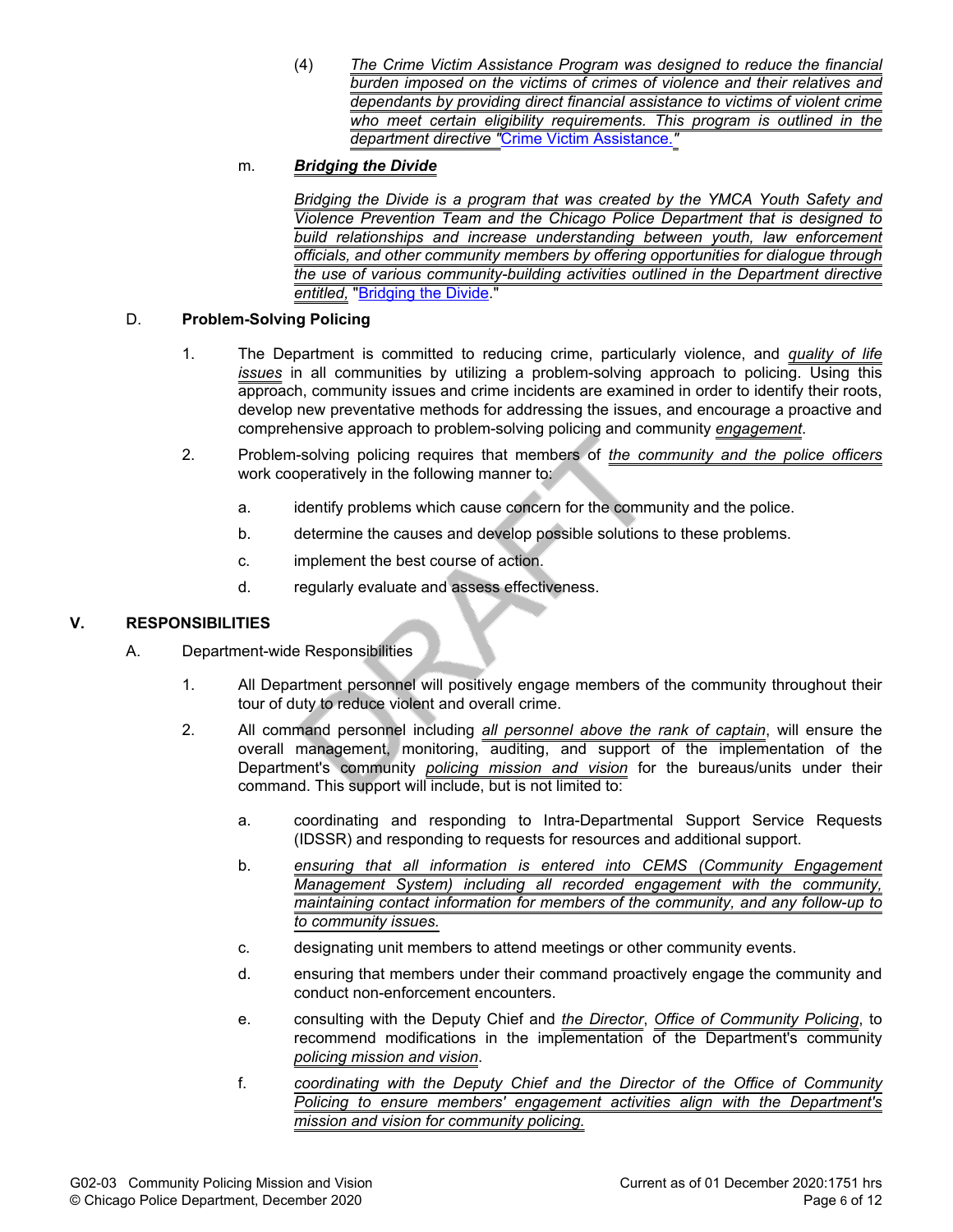(4) *The Crime Victim Assistance Program was designed to reduce the financial burden imposed on the victims of crimes of violence and their relatives and dependants by providing direct financial assistance to victims of violent crime who meet certain eligibility requirements. This program is outlined in the department directive "Crime Victim Assistance."*

m. ***Bridging the Divide***

*Bridging the Divide is a program that was created by the YMCA Youth Safety and Violence Prevention Team and the Chicago Police Department that is designed to build relationships and increase understanding between youth, law enforcement officials, and other community members by offering opportunities for dialogue through the use of various community-building activities outlined in the Department directive entitled,* "Bridging the Divide."

D. **Problem-Solving Policing**

1. The Department is committed to reducing crime, particularly violence, and *quality of life issues* in all communities by utilizing a problem-solving approach to policing. Using this approach, community issues and crime incidents are examined in order to identify their roots, develop new preventative methods for addressing the issues, and encourage a proactive and comprehensive approach to problem-solving policing and community *engagement*.

2. Problem-solving policing requires that members of *the community and the police officers* work cooperatively in the following manner to:

   a. identify problems which cause concern for the community and the police.

   b. determine the causes and develop possible solutions to these problems.

   c. implement the best course of action.

   d. regularly evaluate and assess effectiveness.

## V. RESPONSIBILITIES

A. Department-wide Responsibilities

1. All Department personnel will positively engage members of the community throughout their tour of duty to reduce violent and overall crime.

2. All command personnel including *all personnel above the rank of captain*, will ensure the overall management, monitoring, auditing, and support of the implementation of the Department's community *policing mission and vision* for the bureaus/units under their command. This support will include, but is not limited to:

   a. coordinating and responding to Intra-Departmental Support Service Requests (IDSSR) and responding to requests for resources and additional support.

   b. *ensuring that all information is entered into CEMS (Community Engagement Management System) including all recorded engagement with the community, maintaining contact information for members of the community, and any follow-up to community issues.*

   c. designating unit members to attend meetings or other community events.

   d. ensuring that members under their command proactively engage the community and conduct non-enforcement encounters.

   e. consulting with the Deputy Chief and *the Director*, *Office of Community Policing*, to recommend modifications in the implementation of the Department's community *policing mission and vision*.

   f. *coordinating with the Deputy Chief and the Director of the Office of Community Policing to ensure members' engagement activities align with the Department's mission and vision for community policing.*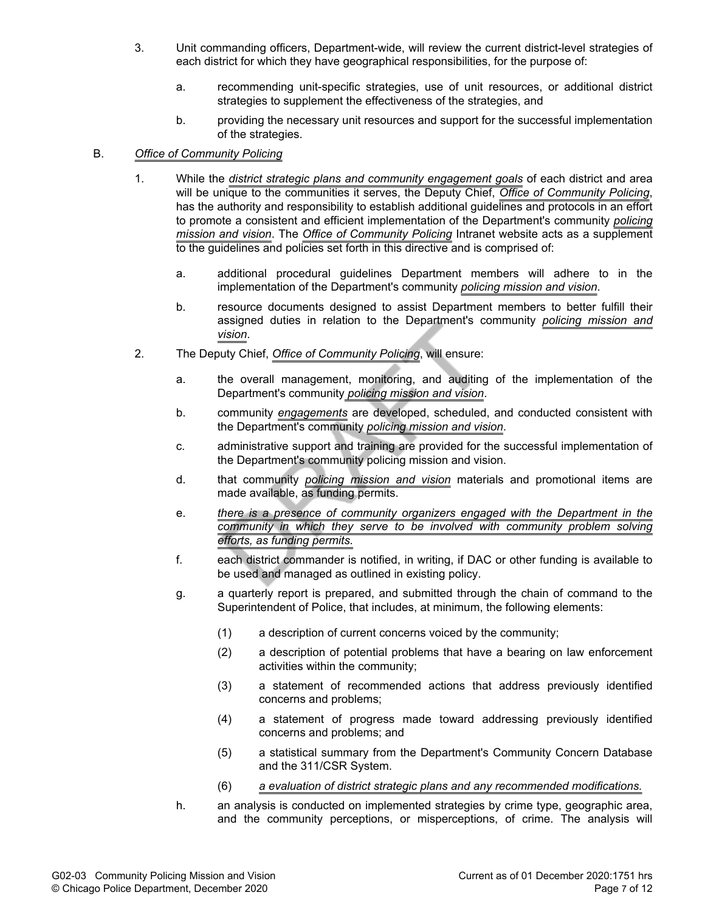3. Unit commanding officers, Department-wide, will review the current district-level strategies of each district for which they have geographical responsibilities, for the purpose of:

   a. recommending unit-specific strategies, use of unit resources, or additional district strategies to supplement the effectiveness of the strategies, and

   b. providing the necessary unit resources and support for the successful implementation of the strategies.

B. *Office of Community Policing*

1. While the *district strategic plans and community engagement goals* of each district and area will be unique to the communities it serves, the Deputy Chief, *Office of Community Policing*, has the authority and responsibility to establish additional guidelines and protocols in an effort to promote a consistent and efficient implementation of the Department's community *policing mission and vision*. The *Office of Community Policing* Intranet website acts as a supplement to the guidelines and policies set forth in this directive and is comprised of:

   a. additional procedural guidelines Department members will adhere to in the implementation of the Department's community *policing mission and vision*.

   b. resource documents designed to assist Department members to better fulfill their assigned duties in relation to the Department's community *policing mission and vision*.

2. The Deputy Chief, *Office of Community Policing*, will ensure:

   a. the overall management, monitoring, and auditing of the implementation of the Department's community *policing mission and vision*.

   b. community *engagements* are developed, scheduled, and conducted consistent with the Department's community *policing mission and vision*.

   c. administrative support and training are provided for the successful implementation of the Department's community policing mission and vision.

   d. that community *policing mission and vision* materials and promotional items are made available, as funding permits.

   e. *there is a presence of community organizers engaged with the Department in the community in which they serve to be involved with community problem solving efforts, as funding permits.*

   f. each district commander is notified, in writing, if DAC or other funding is available to be used and managed as outlined in existing policy.

   g. a quarterly report is prepared, and submitted through the chain of command to the Superintendent of Police, that includes, at minimum, the following elements:

      (1) a description of current concerns voiced by the community;

      (2) a description of potential problems that have a bearing on law enforcement activities within the community;

      (3) a statement of recommended actions that address previously identified concerns and problems;

      (4) a statement of progress made toward addressing previously identified concerns and problems; and

      (5) a statistical summary from the Department's Community Concern Database and the 311/CSR System.

      (6) *a evaluation of district strategic plans and any recommended modifications.*

   h. an analysis is conducted on implemented strategies by crime type, geographic area, and the community perceptions, or misperceptions, of crime. The analysis will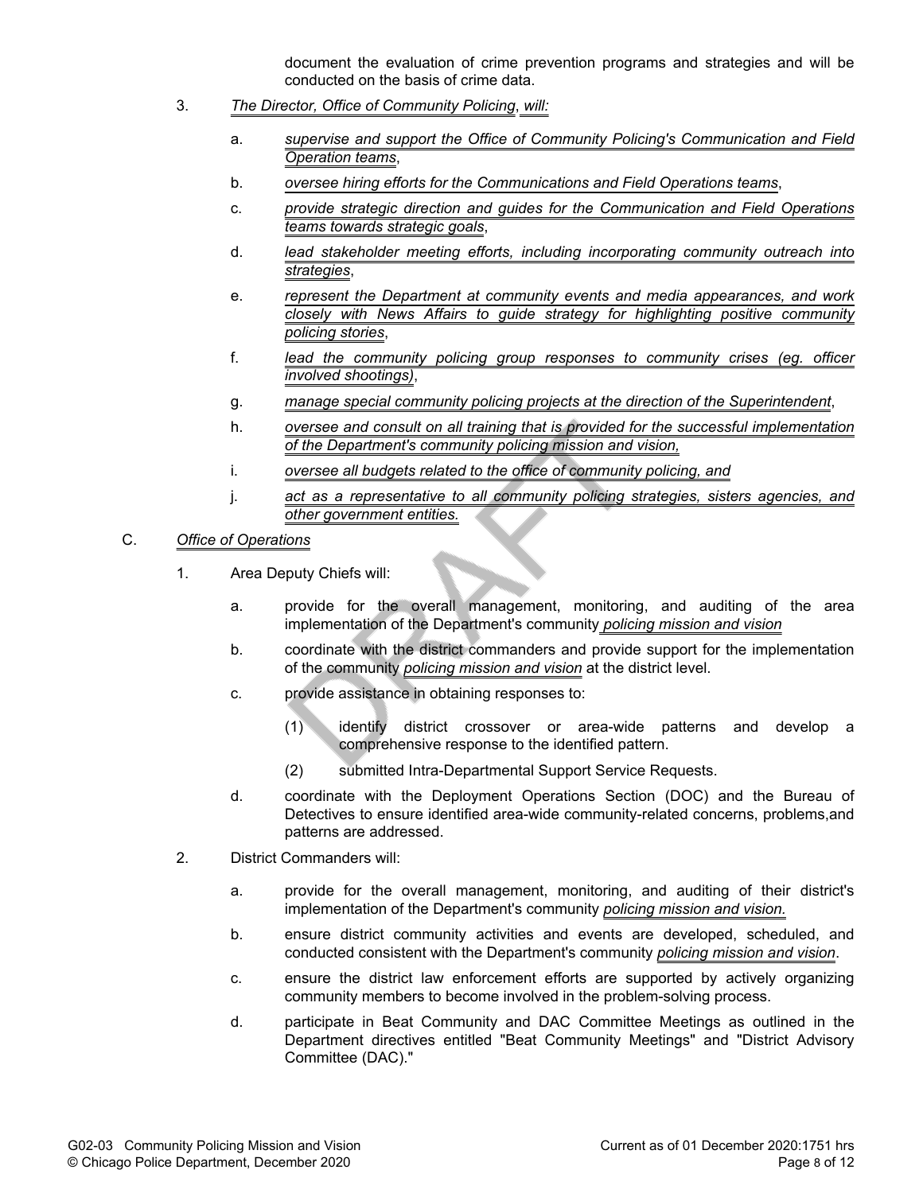document the evaluation of crime prevention programs and strategies and will be conducted on the basis of crime data.

3. *The Director, Office of Community Policing*, *will:*

    a. *supervise and support the Office of Community Policing's Communication and Field Operation teams*,

    b. *oversee hiring efforts for the Communications and Field Operations teams*,

    c. *provide strategic direction and guides for the Communication and Field Operations teams towards strategic goals*,

    d. *lead stakeholder meeting efforts, including incorporating community outreach into strategies*,

    e. *represent the Department at community events and media appearances, and work closely with News Affairs to guide strategy for highlighting positive community policing stories*,

    f. *lead the community policing group responses to community crises (eg. officer involved shootings)*,

    g. *manage special community policing projects at the direction of the Superintendent*,

    h. *oversee and consult on all training that is provided for the successful implementation of the Department's community policing mission and vision,*

    i. *oversee all budgets related to the office of community policing, and*

    j. *act as a representative to all community policing strategies, sisters agencies, and other government entities.*

C. *Office of Operations*

1. Area Deputy Chiefs will:

    a. provide for the overall management, monitoring, and auditing of the area implementation of the Department's community *policing mission and vision*

    b. coordinate with the district commanders and provide support for the implementation of the community *policing mission and vision* at the district level.

    c. provide assistance in obtaining responses to:

        (1) identify district crossover or area-wide patterns and develop a comprehensive response to the identified pattern.

        (2) submitted Intra-Departmental Support Service Requests.

    d. coordinate with the Deployment Operations Section (DOC) and the Bureau of Detectives to ensure identified area-wide community-related concerns, problems,and patterns are addressed.

2. District Commanders will:

    a. provide for the overall management, monitoring, and auditing of their district's implementation of the Department's community *policing mission and vision.*

    b. ensure district community activities and events are developed, scheduled, and conducted consistent with the Department's community *policing mission and vision*.

    c. ensure the district law enforcement efforts are supported by actively organizing community members to become involved in the problem-solving process.

    d. participate in Beat Community and DAC Committee Meetings as outlined in the Department directives entitled "Beat Community Meetings" and "District Advisory Committee (DAC)."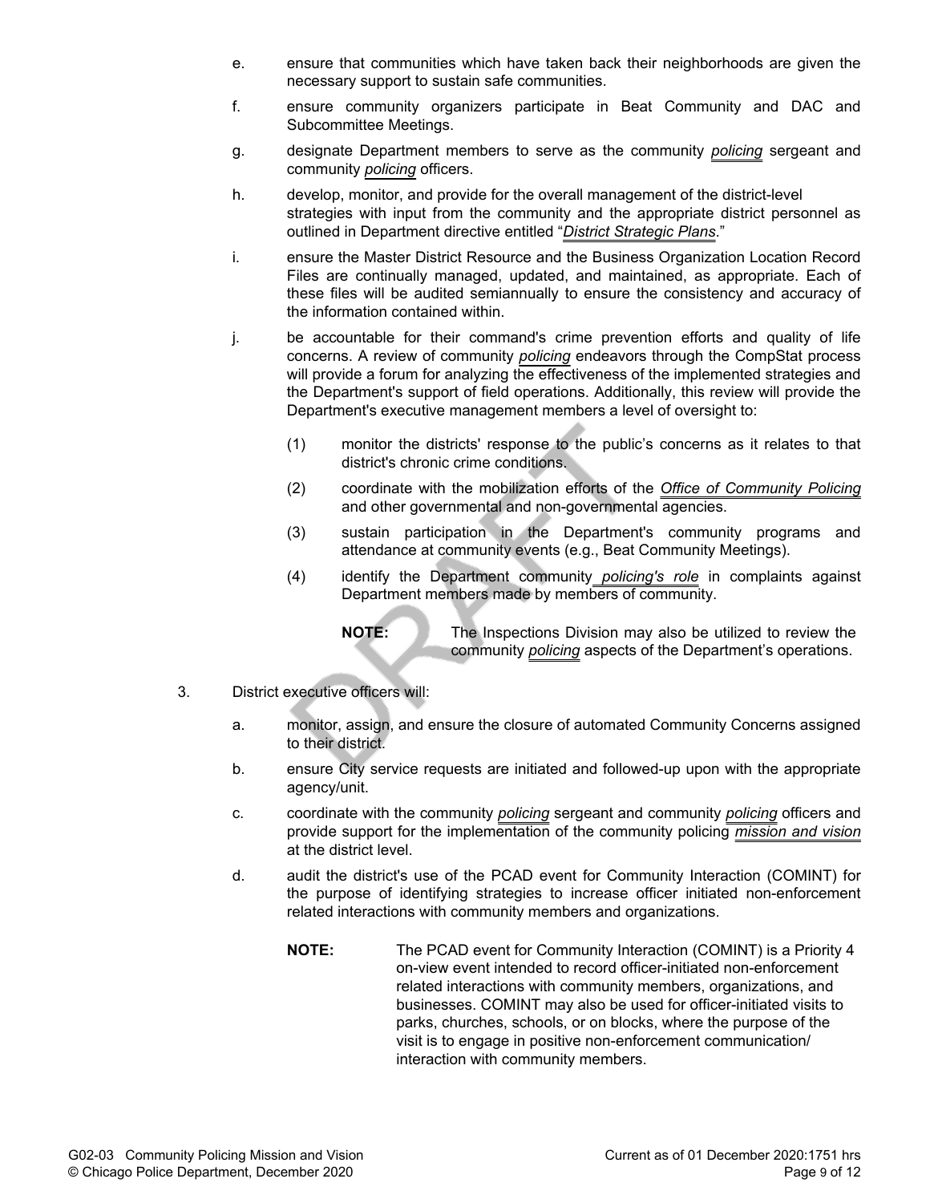e. ensure that communities which have taken back their neighborhoods are given the necessary support to sustain safe communities.

f. ensure community organizers participate in Beat Community and DAC and Subcommittee Meetings.

g. designate Department members to serve as the community *policing* sergeant and community *policing* officers.

h. develop, monitor, and provide for the overall management of the district-level strategies with input from the community and the appropriate district personnel as outlined in Department directive entitled "*District Strategic Plans*."

i. ensure the Master District Resource and the Business Organization Location Record Files are continually managed, updated, and maintained, as appropriate. Each of these files will be audited semiannually to ensure the consistency and accuracy of the information contained within.

j. be accountable for their command's crime prevention efforts and quality of life concerns. A review of community *policing* endeavors through the CompStat process will provide a forum for analyzing the effectiveness of the implemented strategies and the Department's support of field operations. Additionally, this review will provide the Department's executive management members a level of oversight to:

   (1) monitor the districts' response to the public's concerns as it relates to that district's chronic crime conditions.

   (2) coordinate with the mobilization efforts of the *Office of Community Policing* and other governmental and non-governmental agencies.

   (3) sustain participation in the Department's community programs and attendance at community events (e.g., Beat Community Meetings).

   (4) identify the Department community *policing's role* in complaints against Department members made by members of community.

   **NOTE:** The Inspections Division may also be utilized to review the community *policing* aspects of the Department's operations.

3. District executive officers will:

   a. monitor, assign, and ensure the closure of automated Community Concerns assigned to their district.

   b. ensure City service requests are initiated and followed-up upon with the appropriate agency/unit.

   c. coordinate with the community *policing* sergeant and community *policing* officers and provide support for the implementation of the community policing *mission and vision* at the district level.

   d. audit the district's use of the PCAD event for Community Interaction (COMINT) for the purpose of identifying strategies to increase officer initiated non-enforcement related interactions with community members and organizations.

   **NOTE:** The PCAD event for Community Interaction (COMINT) is a Priority 4 on-view event intended to record officer-initiated non-enforcement related interactions with community members, organizations, and businesses. COMINT may also be used for officer-initiated visits to parks, churches, schools, or on blocks, where the purpose of the visit is to engage in positive non-enforcement communication/ interaction with community members.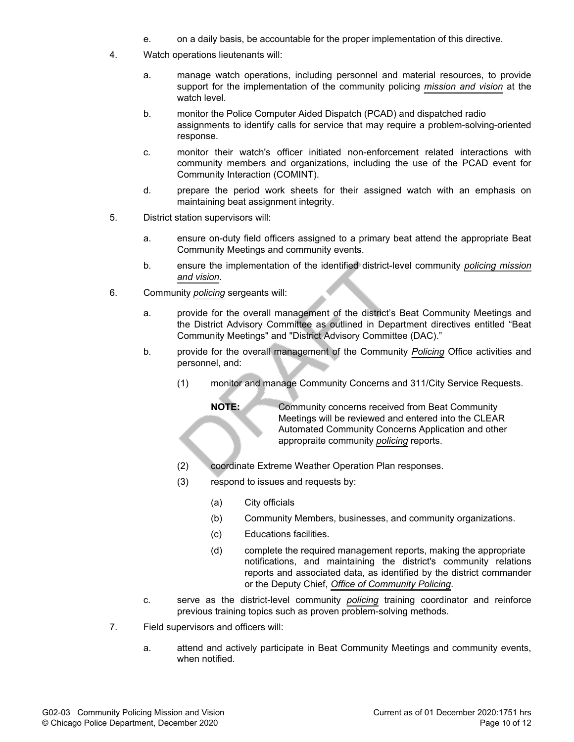e. on a daily basis, be accountable for the proper implementation of this directive.

4. Watch operations lieutenants will:

   a. manage watch operations, including personnel and material resources, to provide support for the implementation of the community policing *mission and vision* at the watch level.

   b. monitor the Police Computer Aided Dispatch (PCAD) and dispatched radio assignments to identify calls for service that may require a problem-solving-oriented response.

   c. monitor their watch's officer initiated non-enforcement related interactions with community members and organizations, including the use of the PCAD event for Community Interaction (COMINT).

   d. prepare the period work sheets for their assigned watch with an emphasis on maintaining beat assignment integrity.

5. District station supervisors will:

   a. ensure on-duty field officers assigned to a primary beat attend the appropriate Beat Community Meetings and community events.

   b. ensure the implementation of the identified district-level community *policing mission and vision*.

6. Community *policing* sergeants will:

   a. provide for the overall management of the district's Beat Community Meetings and the District Advisory Committee as outlined in Department directives entitled "Beat Community Meetings" and "District Advisory Committee (DAC)."

   b. provide for the overall management of the Community *Policing* Office activities and personnel, and:

      (1) monitor and manage Community Concerns and 311/City Service Requests.

      **NOTE:** Community concerns received from Beat Community Meetings will be reviewed and entered into the CLEAR Automated Community Concerns Application and other appropraite community *policing* reports.

      (2) coordinate Extreme Weather Operation Plan responses.

      (3) respond to issues and requests by:

         (a) City officials

         (b) Community Members, businesses, and community organizations.

         (c) Educations facilities.

         (d) complete the required management reports, making the appropriate notifications, and maintaining the district's community relations reports and associated data, as identified by the district commander or the Deputy Chief, *Office of Community Policing*.

   c. serve as the district-level community *policing* training coordinator and reinforce previous training topics such as proven problem-solving methods.

7. Field supervisors and officers will:

   a. attend and actively participate in Beat Community Meetings and community events, when notified.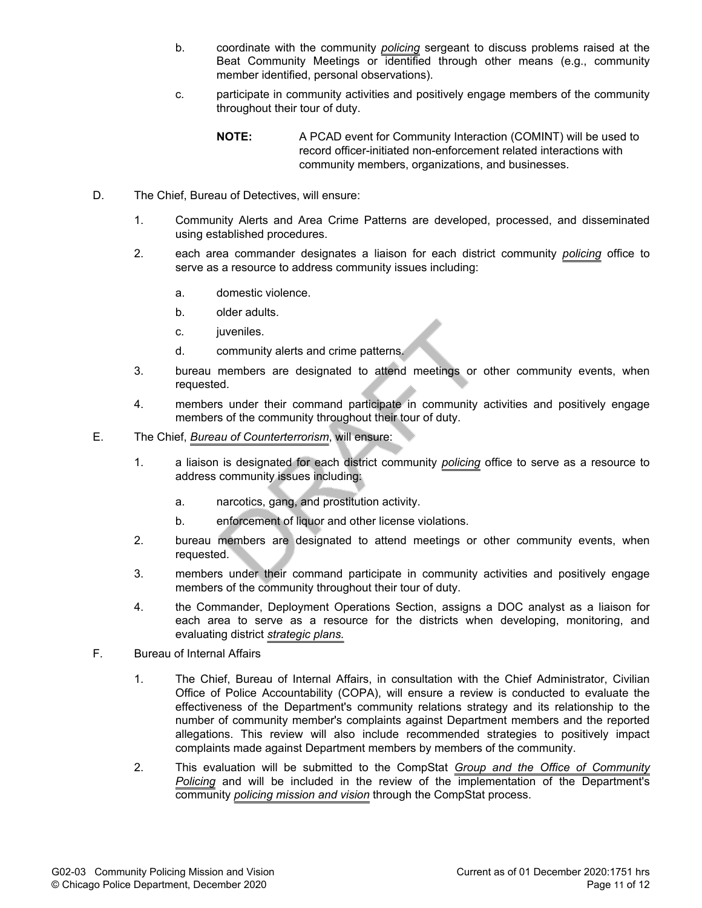b. coordinate with the community *policing* sergeant to discuss problems raised at the Beat Community Meetings or identified through other means (e.g., community member identified, personal observations).

c. participate in community activities and positively engage members of the community throughout their tour of duty.

**NOTE:** A PCAD event for Community Interaction (COMINT) will be used to record officer-initiated non-enforcement related interactions with community members, organizations, and businesses.

D. The Chief, Bureau of Detectives, will ensure:

1. Community Alerts and Area Crime Patterns are developed, processed, and disseminated using established procedures.

2. each area commander designates a liaison for each district community *policing* office to serve as a resource to address community issues including:

   a. domestic violence.

   b. older adults.

   c. juveniles.

   d. community alerts and crime patterns.

3. bureau members are designated to attend meetings or other community events, when requested.

4. members under their command participate in community activities and positively engage members of the community throughout their tour of duty.

E. The Chief, *Bureau of Counterterrorism*, will ensure:

1. a liaison is designated for each district community *policing* office to serve as a resource to address community issues including:

   a. narcotics, gang, and prostitution activity.

   b. enforcement of liquor and other license violations.

2. bureau members are designated to attend meetings or other community events, when requested.

3. members under their command participate in community activities and positively engage members of the community throughout their tour of duty.

4. the Commander, Deployment Operations Section, assigns a DOC analyst as a liaison for each area to serve as a resource for the districts when developing, monitoring, and evaluating district *strategic plans.*

F. Bureau of Internal Affairs

1. The Chief, Bureau of Internal Affairs, in consultation with the Chief Administrator, Civilian Office of Police Accountability (COPA), will ensure a review is conducted to evaluate the effectiveness of the Department's community relations strategy and its relationship to the number of community member's complaints against Department members and the reported allegations. This review will also include recommended strategies to positively impact complaints made against Department members by members of the community.

2. This evaluation will be submitted to the CompStat *Group and the Office of Community Policing* and will be included in the review of the implementation of the Department's community *policing mission and vision* through the CompStat process.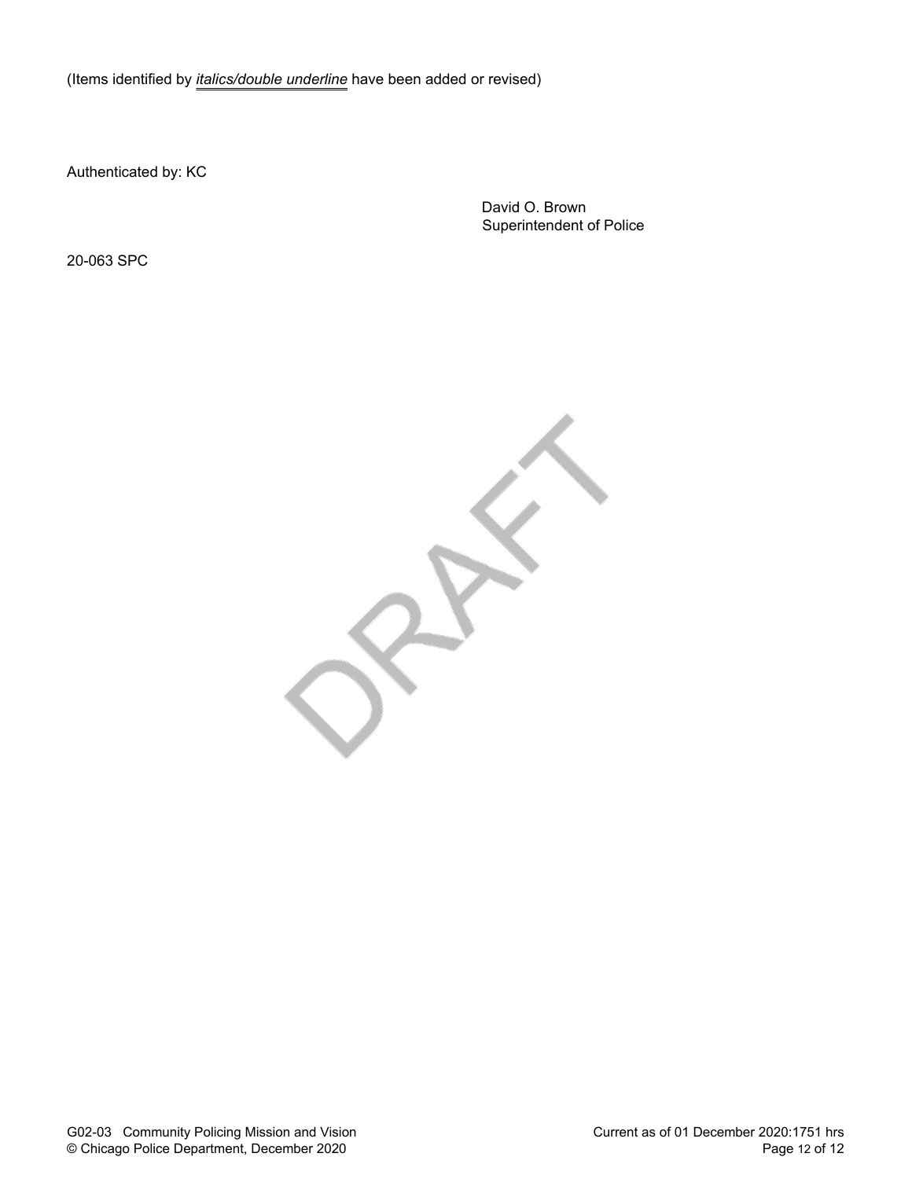(Items identified by *italics/double underline* have been added or revised)

Authenticated by: KC

David O. Brown
Superintendent of Police

20-063 SPC